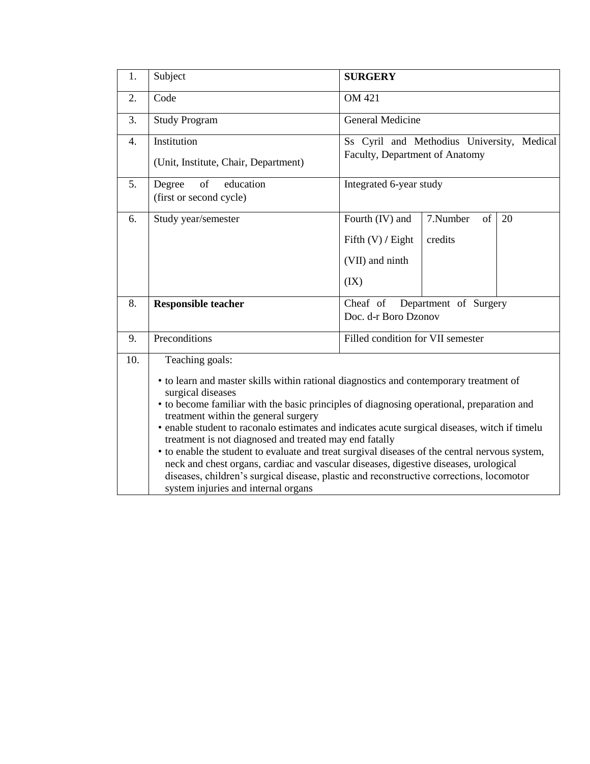| 1. | Subject | **SURGERY** | | |
|---|---|---|---|---|
| 2. | Code | OM 421 | | |
| 3. | Study Program | General Medicine | | |
| 4. | Institution (Unit, Institute, Chair, Department) | Ss Cyril and Methodius University, Medical Faculty, Department of Anatomy | | |
| 5. | Degree of education (first or second cycle) | Integrated 6-year study | | |
| 6. | Study year/semester | Fourth (IV) and Fifth (V) / Eight (VII) and ninth (IX) | 7.Number of credits | 20 |
| 8. | **Responsible teacher** | Cheaf of Department of Surgery Doc. d-r Boro Dzonov | | |
| 9. | Preconditions | Filled condition for VII semester | | |
| 10. | Teaching goals: • to learn and master skills within rational diagnostics and contemporary treatment of surgical diseases • to become familiar with the basic principles of diagnosing operational, preparation and treatment within the general surgery • enable student to raconalo estimates and indicates acute surgical diseases, witch if timelu treatment is not diagnosed and treated may end fatally • to enable the student to evaluate and treat surgival diseases of the central nervous system, neck and chest organs, cardiac and vascular diseases, digestive diseases, urological diseases, children's surgical disease, plastic and reconstructive corrections, locomotor system injuries and internal organs | | | |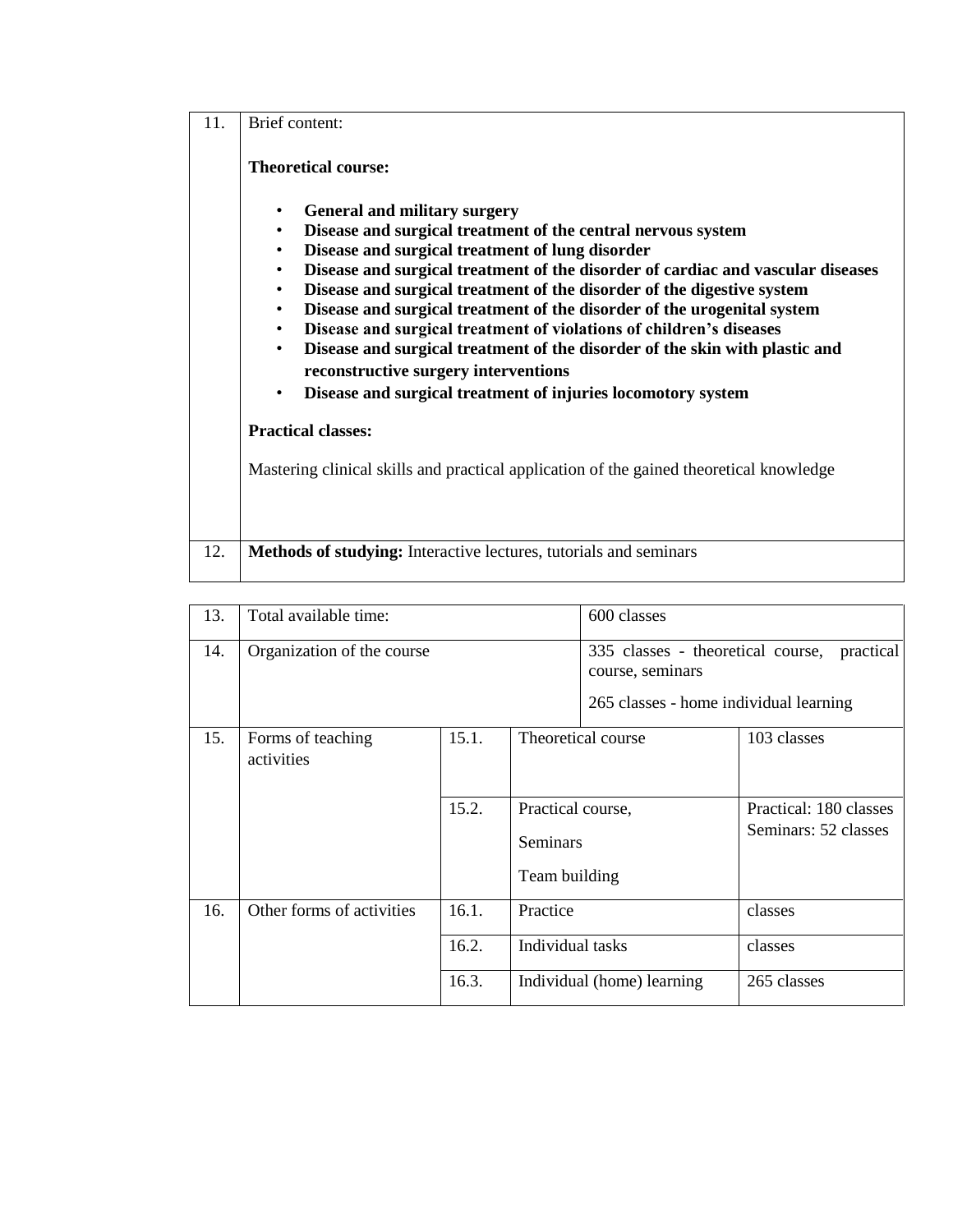| 11. | Brief content:<br><br>**Theoretical course:**<br><br>• **General and military surgery**<br>• **Disease and surgical treatment of the central nervous system**<br>• **Disease and surgical treatment of lung disorder**<br>• **Disease and surgical treatment of the disorder of cardiac and vascular diseases**<br>• **Disease and surgical treatment of the disorder of the digestive system**<br>• **Disease and surgical treatment of the disorder of the urogenital system**<br>• **Disease and surgical treatment of violations of children's diseases**<br>• **Disease and surgical treatment of the disorder of the skin with plastic and reconstructive surgery interventions**<br>• **Disease and surgical treatment of injuries locomotory system**<br><br>**Practical classes:**<br><br>Mastering clinical skills and practical application of the gained theoretical knowledge |
|---|---|
| 12. | **Methods of studying:** Interactive lectures, tutorials and seminars |

| 13. | Total available time: | | | 600 classes |
|---|---|---|---|---|
| 14. | Organization of the course | | | 335 classes - theoretical course, practical course, seminars<br><br>265 classes - home individual learning |
| 15. | Forms of teaching activities | 15.1. | Theoretical course | 103 classes |
| | | 15.2. | Practical course,<br><br>Seminars<br><br>Team building | Practical: 180 classes<br>Seminars: 52 classes |
| 16. | Other forms of activities | 16.1. | Practice | classes |
| | | 16.2. | Individual tasks | classes |
| | | 16.3. | Individual (home) learning | 265 classes |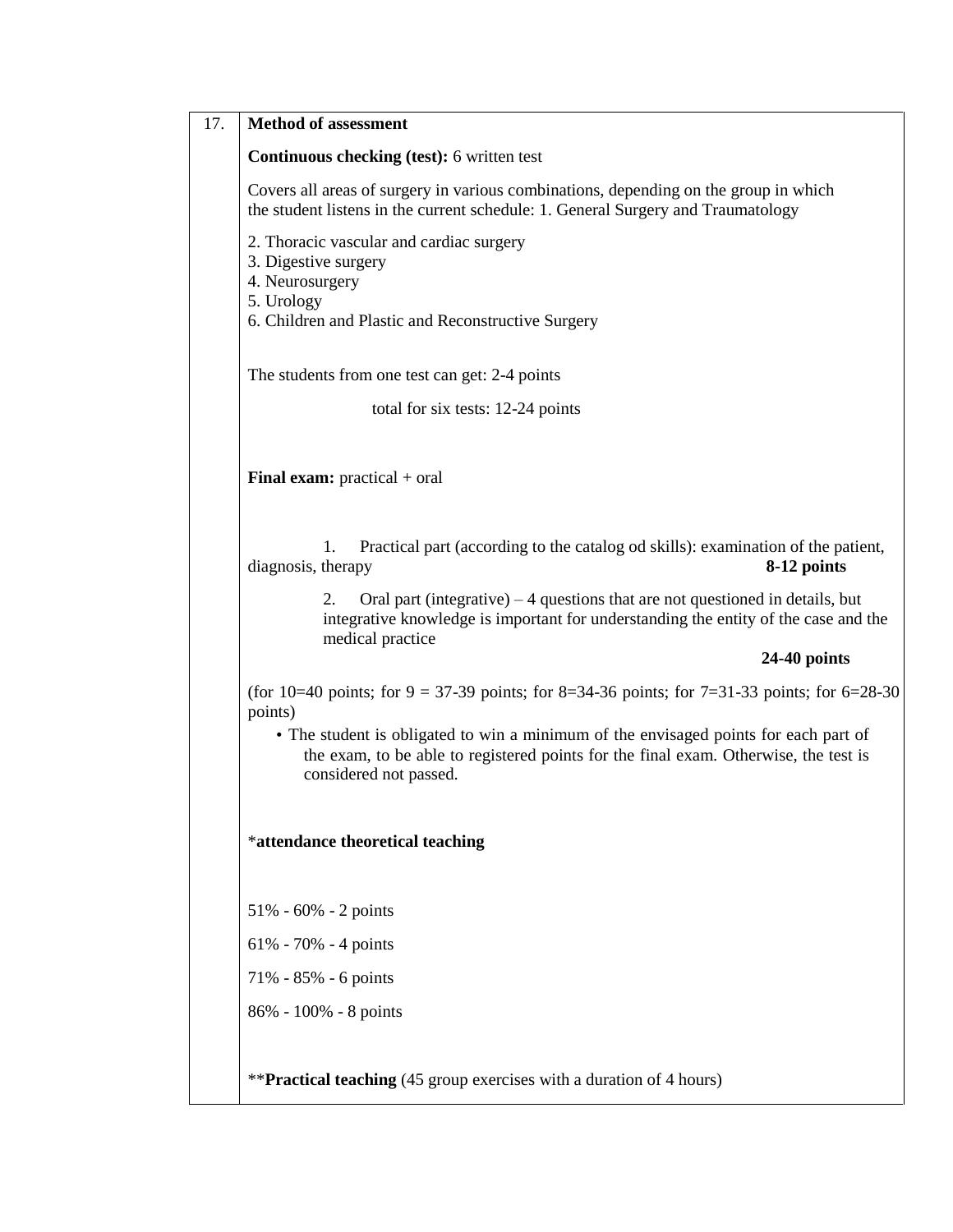| 17. | **Method of assessment**<br><br>**Continuous checking (test):** 6 written test<br><br>Covers all areas of surgery in various combinations, depending on the group in which the student listens in the current schedule: 1. General Surgery and Traumatology<br><br>2. Thoracic vascular and cardiac surgery<br>3. Digestive surgery<br>4. Neurosurgery<br>5. Urology<br>6. Children and Plastic and Reconstructive Surgery<br><br>The students from one test can get: 2-4 points<br><br>total for six tests: 12-24 points<br><br>**Final exam:** practical + oral<br><br>1. Practical part (according to the catalog od skills): examination of the patient, diagnosis, therapy **8-12 points**<br><br>2. Oral part (integrative) – 4 questions that are not questioned in details, but integrative knowledge is important for understanding the entity of the case and the medical practice **24-40 points**<br><br>(for 10=40 points; for 9 = 37-39 points; for 8=34-36 points; for 7=31-33 points; for 6=28-30 points)<br><br>• The student is obligated to win a minimum of the envisaged points for each part of the exam, to be able to registered points for the final exam. Otherwise, the test is considered not passed.<br><br>\***attendance theoretical teaching**<br><br>51% - 60% - 2 points<br><br>61% - 70% - 4 points<br><br>71% - 85% - 6 points<br><br>86% - 100% - 8 points<br><br>\*\***Practical teaching** (45 group exercises with a duration of 4 hours) |
|---|---|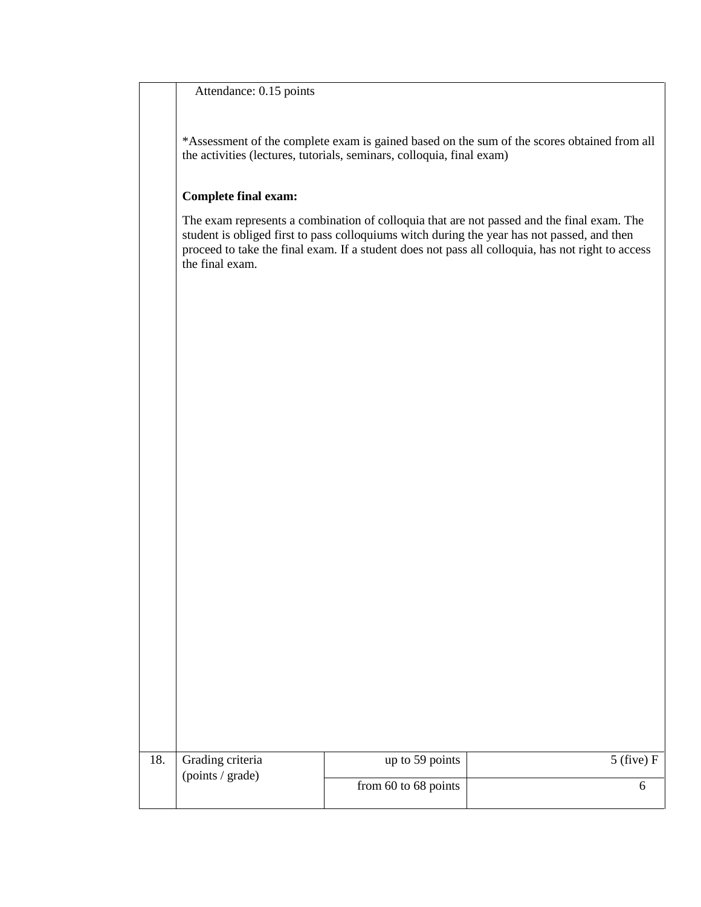Attendance: 0.15 points

*Assessment of the complete exam is gained based on the sum of the scores obtained from all the activities (lectures, tutorials, seminars, colloquia, final exam)

**Complete final exam:**

The exam represents a combination of colloquia that are not passed and the final exam. The student is obliged first to pass colloquiums witch during the year has not passed, and then proceed to take the final exam. If a student does not pass all colloquia, has not right to access the final exam.

| 18. | Grading criteria (points / grade) | up to 59 points | 5 (five) F |
|---|---|---|---|
| | | from 60 to 68 points | 6 |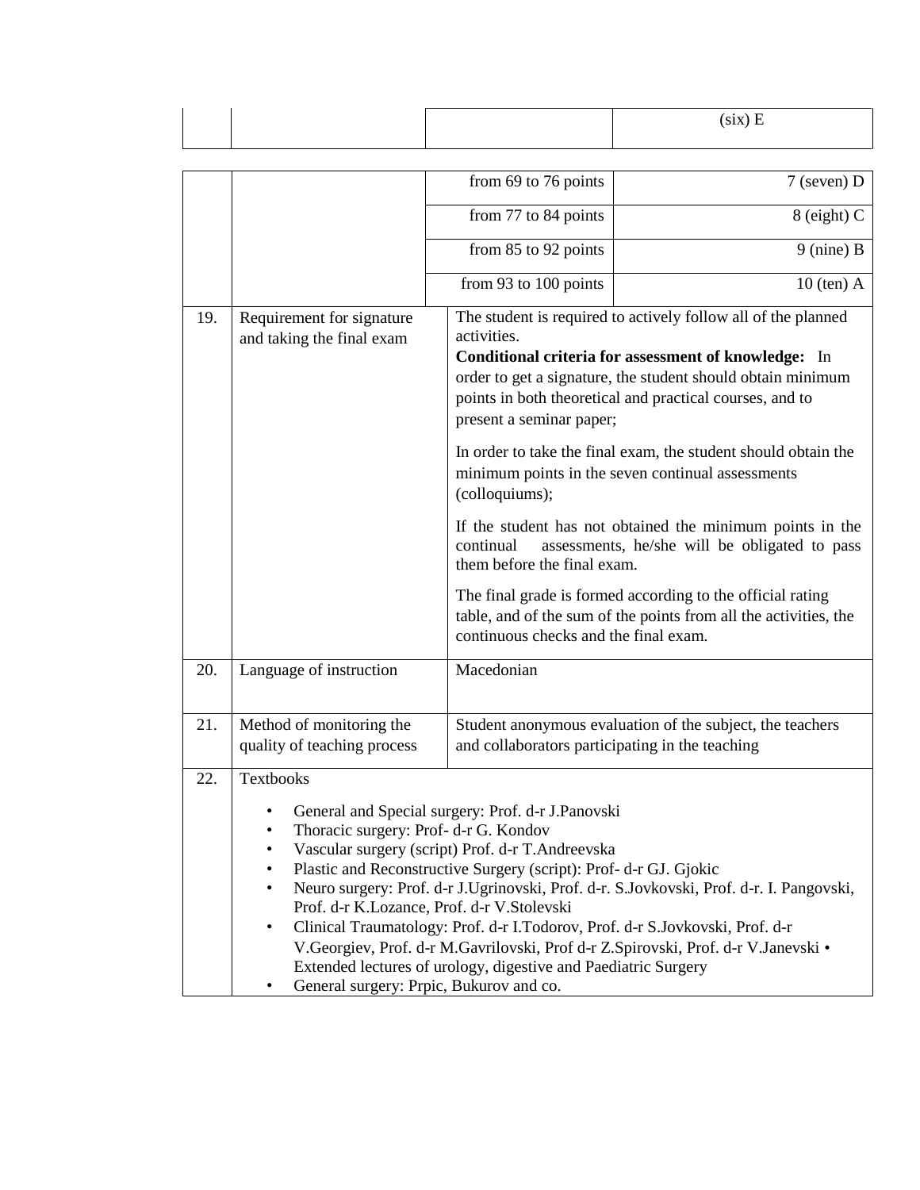| | | | |
|---|---|---|---|
| | | | (six) E |
| | | from 69 to 76 points | 7 (seven) D |
| | | from 77 to 84 points | 8 (eight) C |
| | | from 85 to 92 points | 9 (nine) B |
| | | from 93 to 100 points | 10 (ten) A |
| 19. | Requirement for signature and taking the final exam | The student is required to actively follow all of the planned activities.<br>**Conditional criteria for assessment of knowledge:** In order to get a signature, the student should obtain minimum points in both theoretical and practical courses, and to present a seminar paper;<br>In order to take the final exam, the student should obtain the minimum points in the seven continual assessments (colloquiums);<br>If the student has not obtained the minimum points in the continual assessments, he/she will be obligated to pass them before the final exam.<br>The final grade is formed according to the official rating table, and of the sum of the points from all the activities, the continuous checks and the final exam. | |
| 20. | Language of instruction | Macedonian | |
| 21. | Method of monitoring the quality of teaching process | Student anonymous evaluation of the subject, the teachers and collaborators participating in the teaching | |
| 22. | Textbooks<br>• General and Special surgery: Prof. d-r J.Panovski<br>• Thoracic surgery: Prof- d-r G. Kondov<br>• Vascular surgery (script) Prof. d-r T.Andreevska<br>• Plastic and Reconstructive Surgery (script): Prof- d-r GJ. Gjokic<br>• Neuro surgery: Prof. d-r J.Ugrinovski, Prof. d-r. S.Jovkovski, Prof. d-r. I. Pangovski, Prof. d-r K.Lozance, Prof. d-r V.Stolevski<br>• Clinical Traumatology: Prof. d-r I.Todorov, Prof. d-r S.Jovkovski, Prof. d-r V.Georgiev, Prof. d-r M.Gavrilovski, Prof d-r Z.Spirovski, Prof. d-r V.Janevski • Extended lectures of urology, digestive and Paediatric Surgery<br>• General surgery: Prpic, Bukurov and co. | | | |